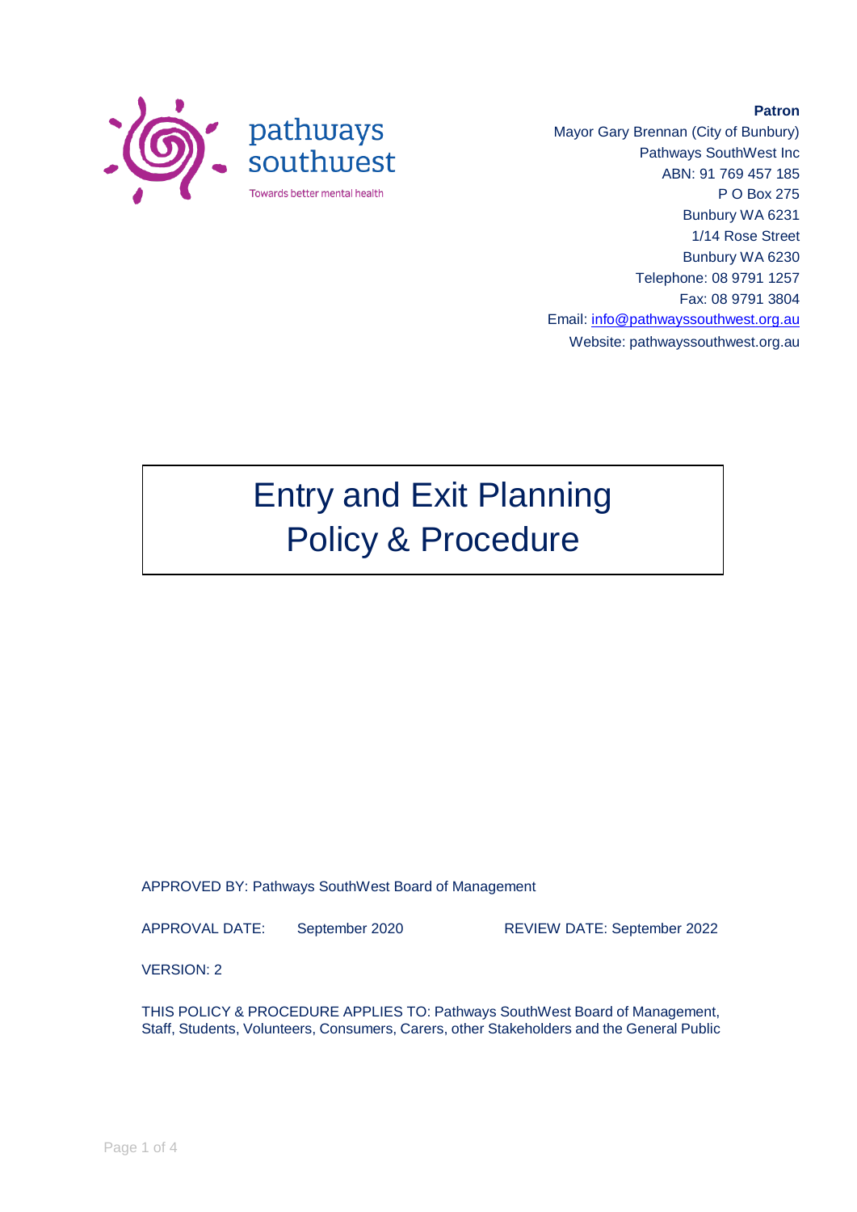pathways southwest

Towards better mental health

**Patron**
Mayor Gary Brennan (City of Bunbury)
Pathways SouthWest Inc
ABN: 91 769 457 185
P O Box 275
Bunbury WA 6231
1/14 Rose Street
Bunbury WA 6230
Telephone: 08 9791 1257
Fax: 08 9791 3804
Email: info@pathwayssouthwest.org.au
Website: pathwayssouthwest.org.au

# Entry and Exit Planning Policy & Procedure

APPROVED BY: Pathways SouthWest Board of Management

APPROVAL DATE: September 2020

REVIEW DATE: September 2022

VERSION: 2

THIS POLICY & PROCEDURE APPLIES TO: Pathways SouthWest Board of Management, Staff, Students, Volunteers, Consumers, Carers, other Stakeholders and the General Public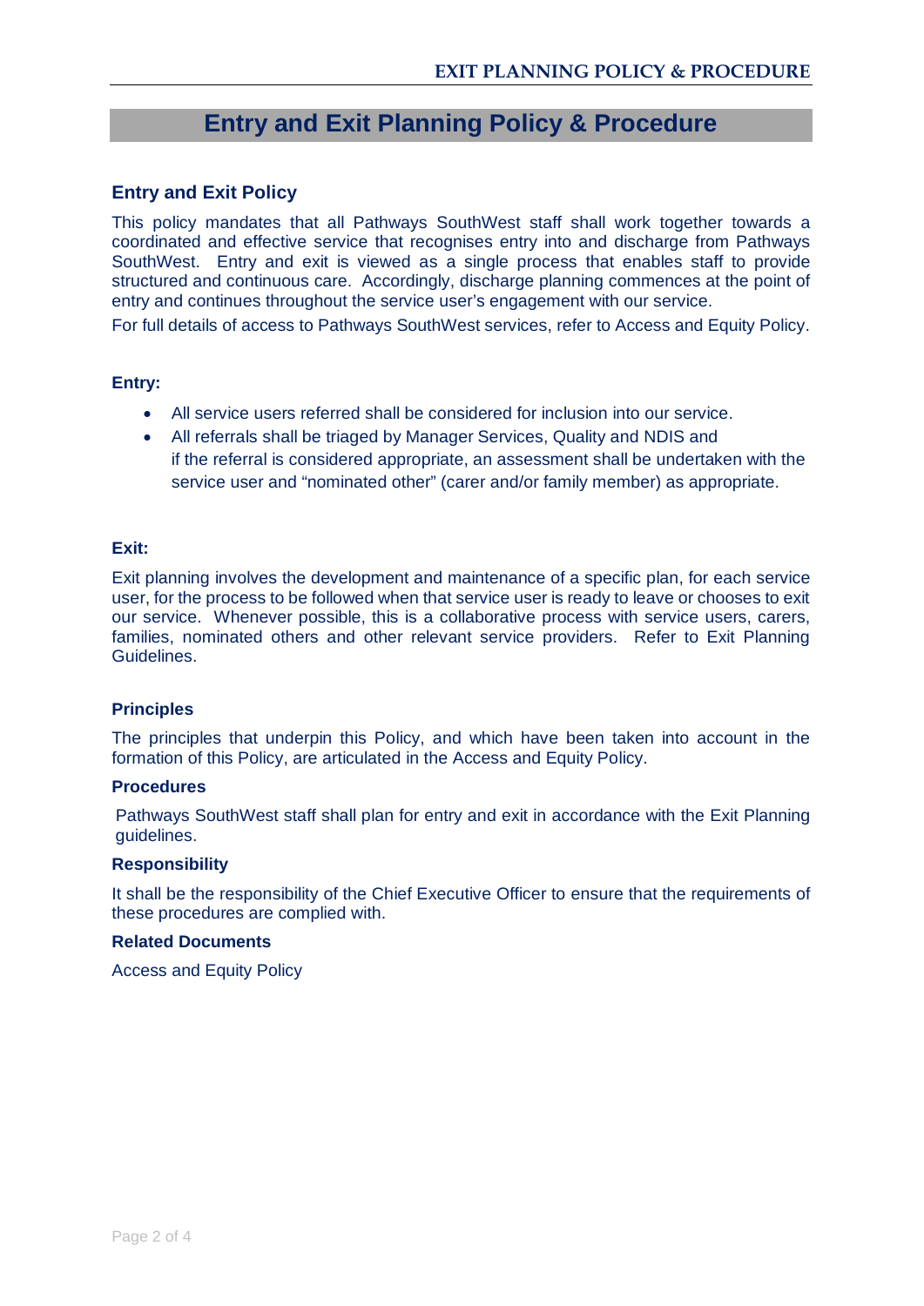# Entry and Exit Planning Policy & Procedure

## Entry and Exit Policy

This policy mandates that all Pathways SouthWest staff shall work together towards a coordinated and effective service that recognises entry into and discharge from Pathways SouthWest. Entry and exit is viewed as a single process that enables staff to provide structured and continuous care. Accordingly, discharge planning commences at the point of entry and continues throughout the service user's engagement with our service.

For full details of access to Pathways SouthWest services, refer to Access and Equity Policy.

### Entry:

- All service users referred shall be considered for inclusion into our service.
- All referrals shall be triaged by Manager Services, Quality and NDIS and if the referral is considered appropriate, an assessment shall be undertaken with the service user and "nominated other" (carer and/or family member) as appropriate.

### Exit:

Exit planning involves the development and maintenance of a specific plan, for each service user, for the process to be followed when that service user is ready to leave or chooses to exit our service. Whenever possible, this is a collaborative process with service users, carers, families, nominated others and other relevant service providers. Refer to Exit Planning Guidelines.

### Principles

The principles that underpin this Policy, and which have been taken into account in the formation of this Policy, are articulated in the Access and Equity Policy.

### Procedures

Pathways SouthWest staff shall plan for entry and exit in accordance with the Exit Planning guidelines.

### Responsibility

It shall be the responsibility of the Chief Executive Officer to ensure that the requirements of these procedures are complied with.

### Related Documents

Access and Equity Policy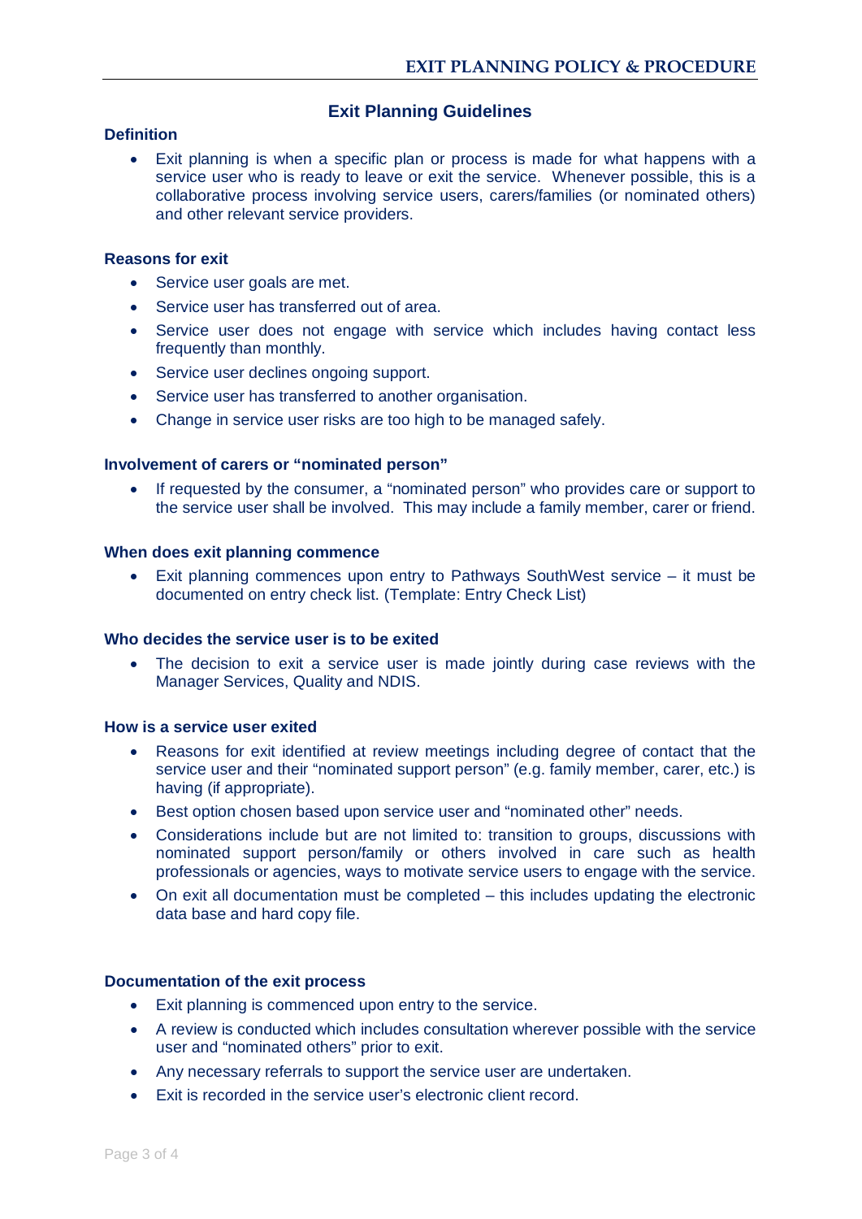## Exit Planning Guidelines

### Definition

- Exit planning is when a specific plan or process is made for what happens with a service user who is ready to leave or exit the service. Whenever possible, this is a collaborative process involving service users, carers/families (or nominated others) and other relevant service providers.

### Reasons for exit

- Service user goals are met.
- Service user has transferred out of area.
- Service user does not engage with service which includes having contact less frequently than monthly.
- Service user declines ongoing support.
- Service user has transferred to another organisation.
- Change in service user risks are too high to be managed safely.

### Involvement of carers or "nominated person"

- If requested by the consumer, a "nominated person" who provides care or support to the service user shall be involved. This may include a family member, carer or friend.

### When does exit planning commence

- Exit planning commences upon entry to Pathways SouthWest service – it must be documented on entry check list. (Template: Entry Check List)

### Who decides the service user is to be exited

- The decision to exit a service user is made jointly during case reviews with the Manager Services, Quality and NDIS.

### How is a service user exited

- Reasons for exit identified at review meetings including degree of contact that the service user and their "nominated support person" (e.g. family member, carer, etc.) is having (if appropriate).
- Best option chosen based upon service user and "nominated other" needs.
- Considerations include but are not limited to: transition to groups, discussions with nominated support person/family or others involved in care such as health professionals or agencies, ways to motivate service users to engage with the service.
- On exit all documentation must be completed – this includes updating the electronic data base and hard copy file.

### Documentation of the exit process

- Exit planning is commenced upon entry to the service.
- A review is conducted which includes consultation wherever possible with the service user and "nominated others" prior to exit.
- Any necessary referrals to support the service user are undertaken.
- Exit is recorded in the service user's electronic client record.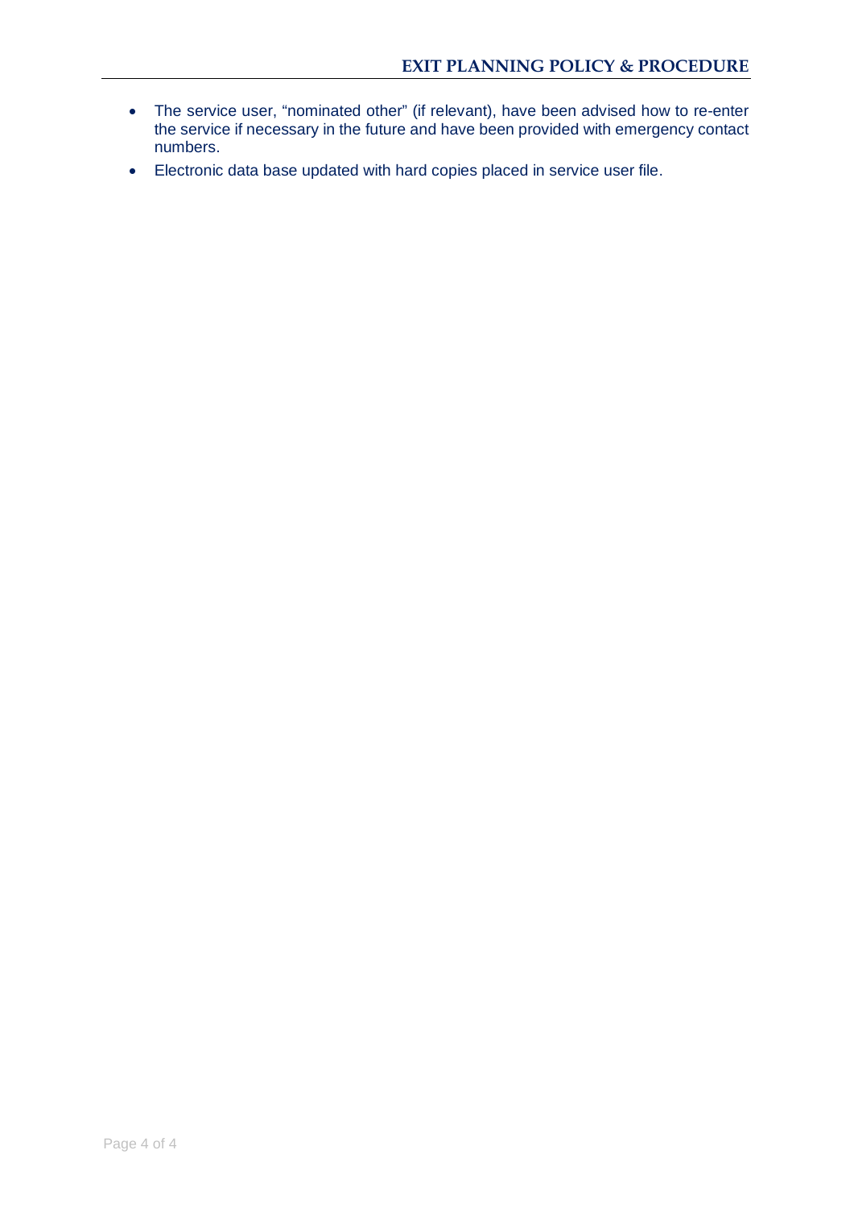- The service user, "nominated other" (if relevant), have been advised how to re-enter the service if necessary in the future and have been provided with emergency contact numbers.
- Electronic data base updated with hard copies placed in service user file.